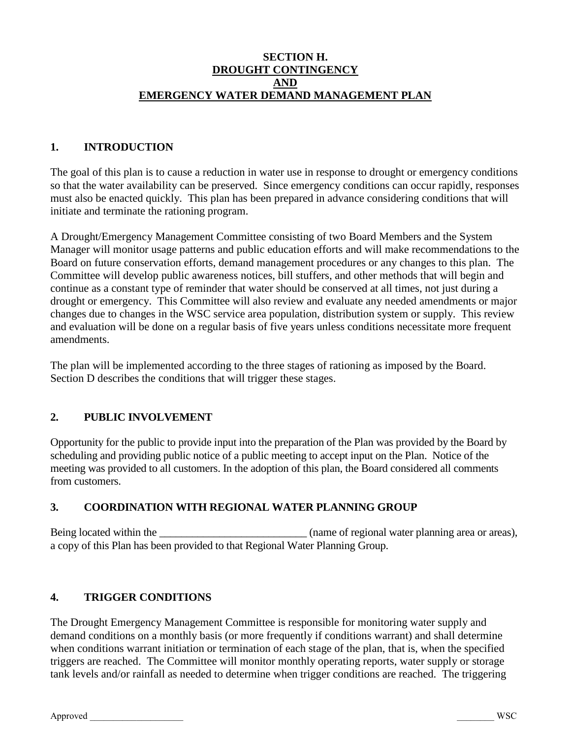# SECTION H.
# DROUGHT CONTINGENCY
# AND
# EMERGENCY WATER DEMAND MANAGEMENT PLAN

## 1. INTRODUCTION

The goal of this plan is to cause a reduction in water use in response to drought or emergency conditions so that the water availability can be preserved. Since emergency conditions can occur rapidly, responses must also be enacted quickly. This plan has been prepared in advance considering conditions that will initiate and terminate the rationing program.

A Drought/Emergency Management Committee consisting of two Board Members and the System Manager will monitor usage patterns and public education efforts and will make recommendations to the Board on future conservation efforts, demand management procedures or any changes to this plan. The Committee will develop public awareness notices, bill stuffers, and other methods that will begin and continue as a constant type of reminder that water should be conserved at all times, not just during a drought or emergency. This Committee will also review and evaluate any needed amendments or major changes due to changes in the WSC service area population, distribution system or supply. This review and evaluation will be done on a regular basis of five years unless conditions necessitate more frequent amendments.

The plan will be implemented according to the three stages of rationing as imposed by the Board. Section D describes the conditions that will trigger these stages.

## 2. PUBLIC INVOLVEMENT

Opportunity for the public to provide input into the preparation of the Plan was provided by the Board by scheduling and providing public notice of a public meeting to accept input on the Plan. Notice of the meeting was provided to all customers. In the adoption of this plan, the Board considered all comments from customers.

## 3. COORDINATION WITH REGIONAL WATER PLANNING GROUP

Being located within the ___________________________ (name of regional water planning area or areas), a copy of this Plan has been provided to that Regional Water Planning Group.

## 4. TRIGGER CONDITIONS

The Drought Emergency Management Committee is responsible for monitoring water supply and demand conditions on a monthly basis (or more frequently if conditions warrant) and shall determine when conditions warrant initiation or termination of each stage of the plan, that is, when the specified triggers are reached. The Committee will monitor monthly operating reports, water supply or storage tank levels and/or rainfall as needed to determine when trigger conditions are reached. The triggering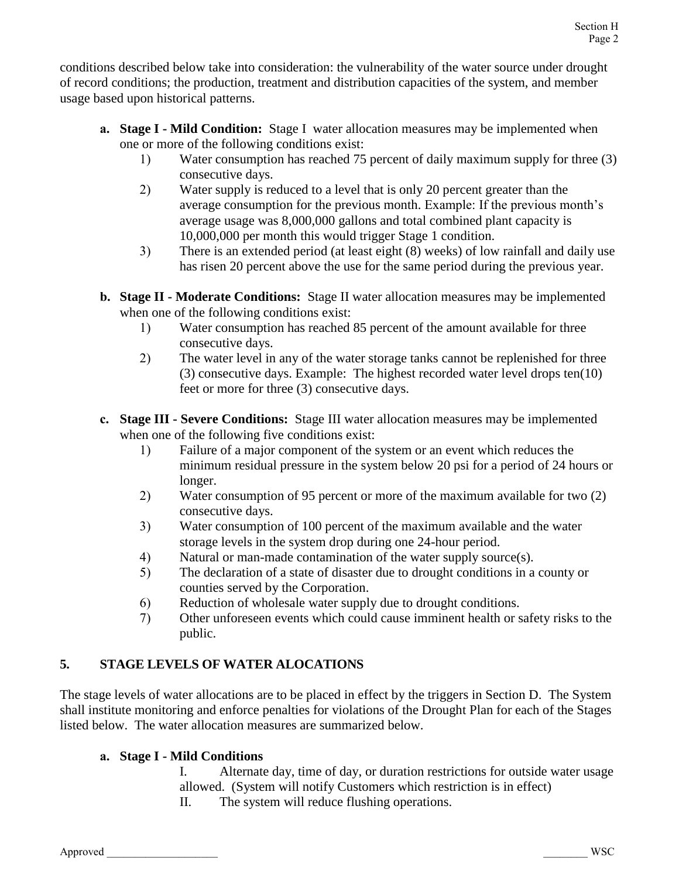conditions described below take into consideration: the vulnerability of the water source under drought of record conditions; the production, treatment and distribution capacities of the system, and member usage based upon historical patterns.

- **a. Stage I - Mild Condition:** Stage I water allocation measures may be implemented when one or more of the following conditions exist:
  1) Water consumption has reached 75 percent of daily maximum supply for three (3) consecutive days.
  2) Water supply is reduced to a level that is only 20 percent greater than the average consumption for the previous month. Example: If the previous month's average usage was 8,000,000 gallons and total combined plant capacity is 10,000,000 per month this would trigger Stage 1 condition.
  3) There is an extended period (at least eight (8) weeks) of low rainfall and daily use has risen 20 percent above the use for the same period during the previous year.

- **b. Stage II - Moderate Conditions:** Stage II water allocation measures may be implemented when one of the following conditions exist:
  1) Water consumption has reached 85 percent of the amount available for three consecutive days.
  2) The water level in any of the water storage tanks cannot be replenished for three (3) consecutive days. Example: The highest recorded water level drops ten(10) feet or more for three (3) consecutive days.

- **c. Stage III - Severe Conditions:** Stage III water allocation measures may be implemented when one of the following five conditions exist:
  1) Failure of a major component of the system or an event which reduces the minimum residual pressure in the system below 20 psi for a period of 24 hours or longer.
  2) Water consumption of 95 percent or more of the maximum available for two (2) consecutive days.
  3) Water consumption of 100 percent of the maximum available and the water storage levels in the system drop during one 24-hour period.
  4) Natural or man-made contamination of the water supply source(s).
  5) The declaration of a state of disaster due to drought conditions in a county or counties served by the Corporation.
  6) Reduction of wholesale water supply due to drought conditions.
  7) Other unforeseen events which could cause imminent health or safety risks to the public.

## 5. STAGE LEVELS OF WATER ALOCATIONS

The stage levels of water allocations are to be placed in effect by the triggers in Section D. The System shall institute monitoring and enforce penalties for violations of the Drought Plan for each of the Stages listed below. The water allocation measures are summarized below.

**a. Stage I - Mild Conditions**

I. Alternate day, time of day, or duration restrictions for outside water usage allowed. (System will notify Customers which restriction is in effect)

II. The system will reduce flushing operations.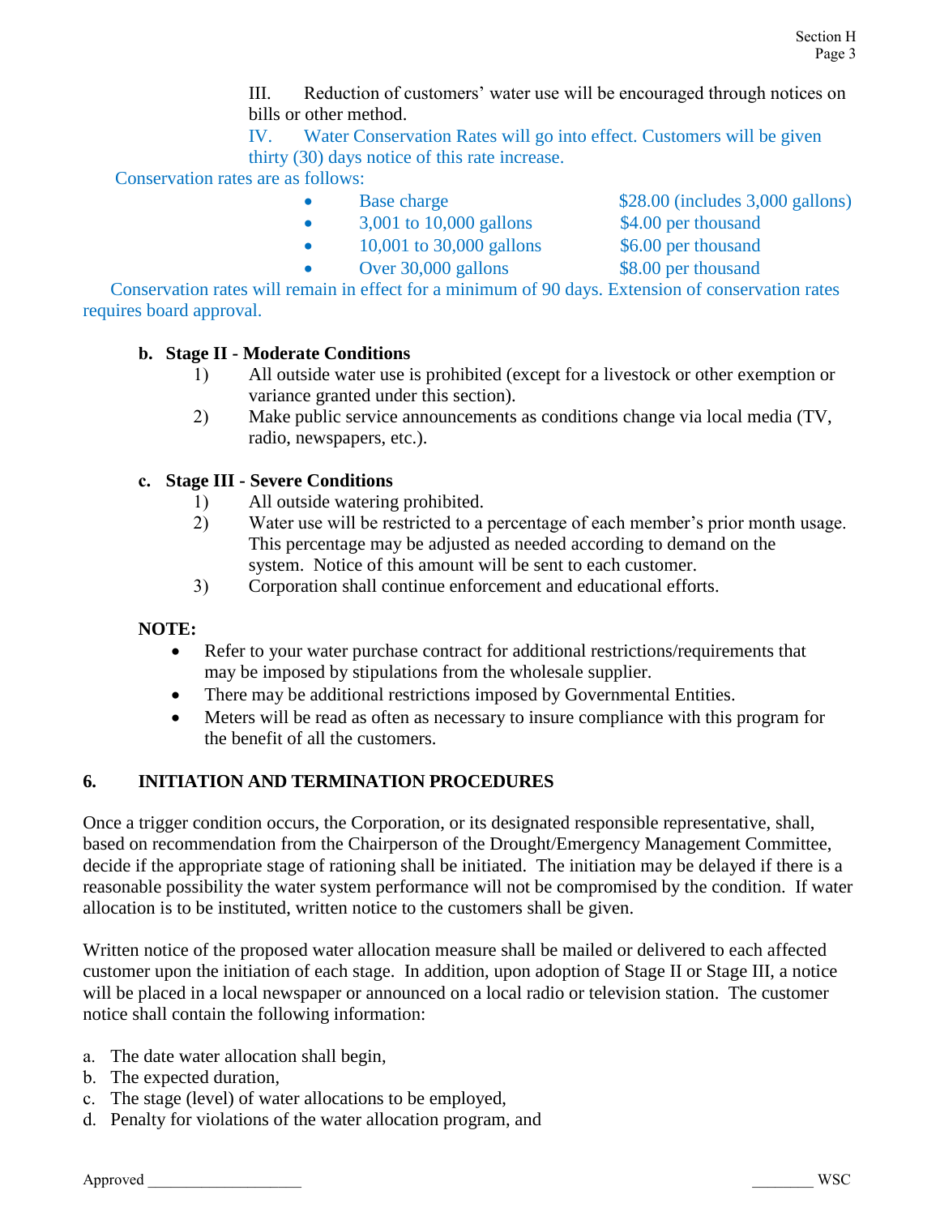III. Reduction of customers' water use will be encouraged through notices on bills or other method.

IV. Water Conservation Rates will go into effect. Customers will be given thirty (30) days notice of this rate increase.

Conservation rates are as follows:

- Base charge — $28.00 (includes 3,000 gallons)
- 3,001 to 10,000 gallons — $4.00 per thousand
- 10,001 to 30,000 gallons — $6.00 per thousand
- Over 30,000 gallons — $8.00 per thousand

Conservation rates will remain in effect for a minimum of 90 days. Extension of conservation rates requires board approval.

**b. Stage II - Moderate Conditions**

1) All outside water use is prohibited (except for a livestock or other exemption or variance granted under this section).
2) Make public service announcements as conditions change via local media (TV, radio, newspapers, etc.).

**c. Stage III - Severe Conditions**

1) All outside watering prohibited.
2) Water use will be restricted to a percentage of each member's prior month usage. This percentage may be adjusted as needed according to demand on the system. Notice of this amount will be sent to each customer.
3) Corporation shall continue enforcement and educational efforts.

**NOTE:**

- Refer to your water purchase contract for additional restrictions/requirements that may be imposed by stipulations from the wholesale supplier.
- There may be additional restrictions imposed by Governmental Entities.
- Meters will be read as often as necessary to insure compliance with this program for the benefit of all the customers.

## 6. INITIATION AND TERMINATION PROCEDURES

Once a trigger condition occurs, the Corporation, or its designated responsible representative, shall, based on recommendation from the Chairperson of the Drought/Emergency Management Committee, decide if the appropriate stage of rationing shall be initiated. The initiation may be delayed if there is a reasonable possibility the water system performance will not be compromised by the condition. If water allocation is to be instituted, written notice to the customers shall be given.

Written notice of the proposed water allocation measure shall be mailed or delivered to each affected customer upon the initiation of each stage. In addition, upon adoption of Stage II or Stage III, a notice will be placed in a local newspaper or announced on a local radio or television station. The customer notice shall contain the following information:

a. The date water allocation shall begin,
b. The expected duration,
c. The stage (level) of water allocations to be employed,
d. Penalty for violations of the water allocation program, and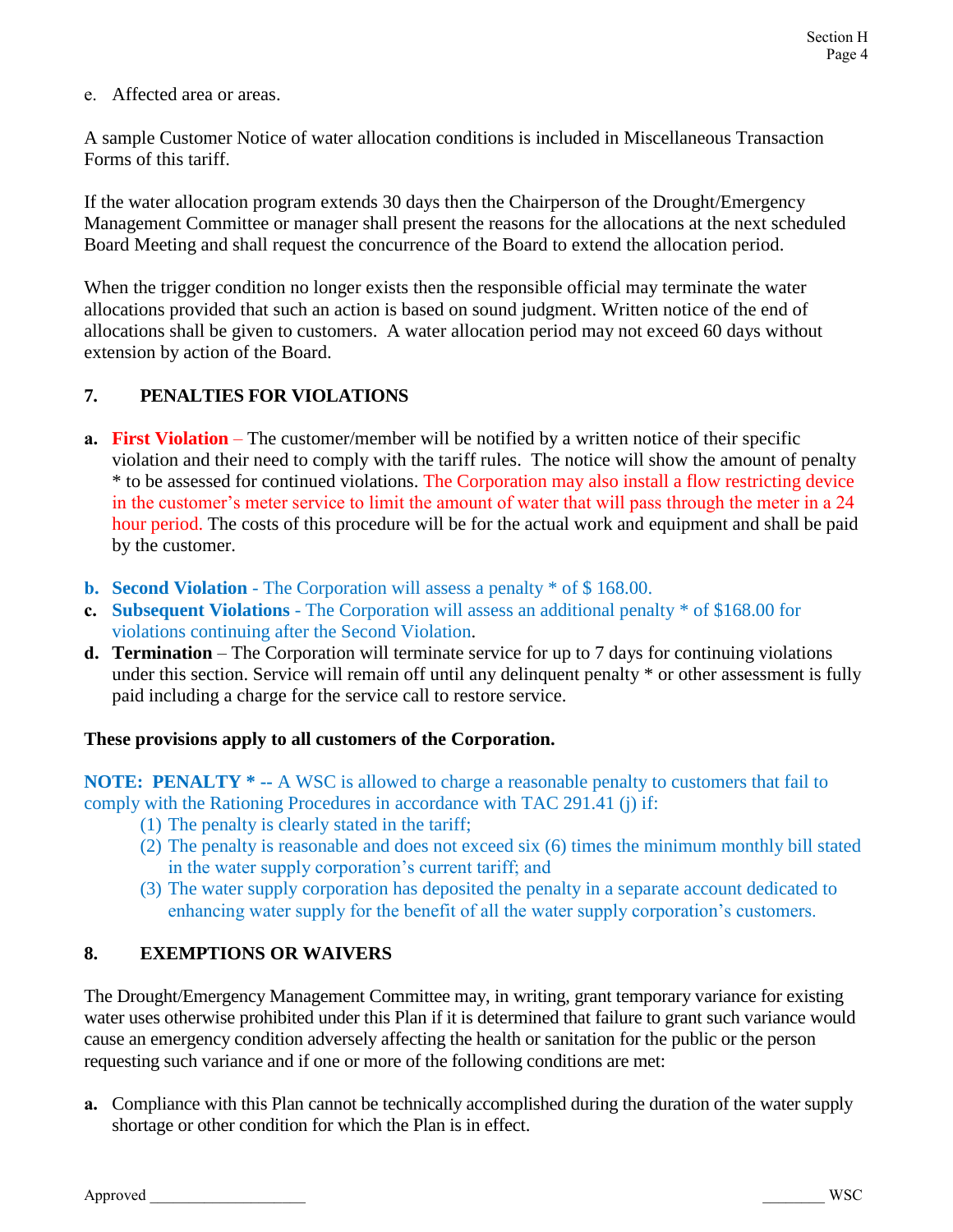e. Affected area or areas.

A sample Customer Notice of water allocation conditions is included in Miscellaneous Transaction Forms of this tariff.

If the water allocation program extends 30 days then the Chairperson of the Drought/Emergency Management Committee or manager shall present the reasons for the allocations at the next scheduled Board Meeting and shall request the concurrence of the Board to extend the allocation period.

When the trigger condition no longer exists then the responsible official may terminate the water allocations provided that such an action is based on sound judgment. Written notice of the end of allocations shall be given to customers. A water allocation period may not exceed 60 days without extension by action of the Board.

## 7. PENALTIES FOR VIOLATIONS

**a. First Violation** – The customer/member will be notified by a written notice of their specific violation and their need to comply with the tariff rules. The notice will show the amount of penalty * to be assessed for continued violations. The Corporation may also install a flow restricting device in the customer's meter service to limit the amount of water that will pass through the meter in a 24 hour period. The costs of this procedure will be for the actual work and equipment and shall be paid by the customer.

**b. Second Violation** - The Corporation will assess a penalty * of $ 168.00.

**c. Subsequent Violations** - The Corporation will assess an additional penalty * of $168.00 for violations continuing after the Second Violation.

**d. Termination** – The Corporation will terminate service for up to 7 days for continuing violations under this section. Service will remain off until any delinquent penalty * or other assessment is fully paid including a charge for the service call to restore service.

**These provisions apply to all customers of the Corporation.**

**NOTE: PENALTY * --** A WSC is allowed to charge a reasonable penalty to customers that fail to comply with the Rationing Procedures in accordance with TAC 291.41 (j) if:

(1) The penalty is clearly stated in the tariff;
(2) The penalty is reasonable and does not exceed six (6) times the minimum monthly bill stated in the water supply corporation's current tariff; and
(3) The water supply corporation has deposited the penalty in a separate account dedicated to enhancing water supply for the benefit of all the water supply corporation's customers.

## 8. EXEMPTIONS OR WAIVERS

The Drought/Emergency Management Committee may, in writing, grant temporary variance for existing water uses otherwise prohibited under this Plan if it is determined that failure to grant such variance would cause an emergency condition adversely affecting the health or sanitation for the public or the person requesting such variance and if one or more of the following conditions are met:

**a.** Compliance with this Plan cannot be technically accomplished during the duration of the water supply shortage or other condition for which the Plan is in effect.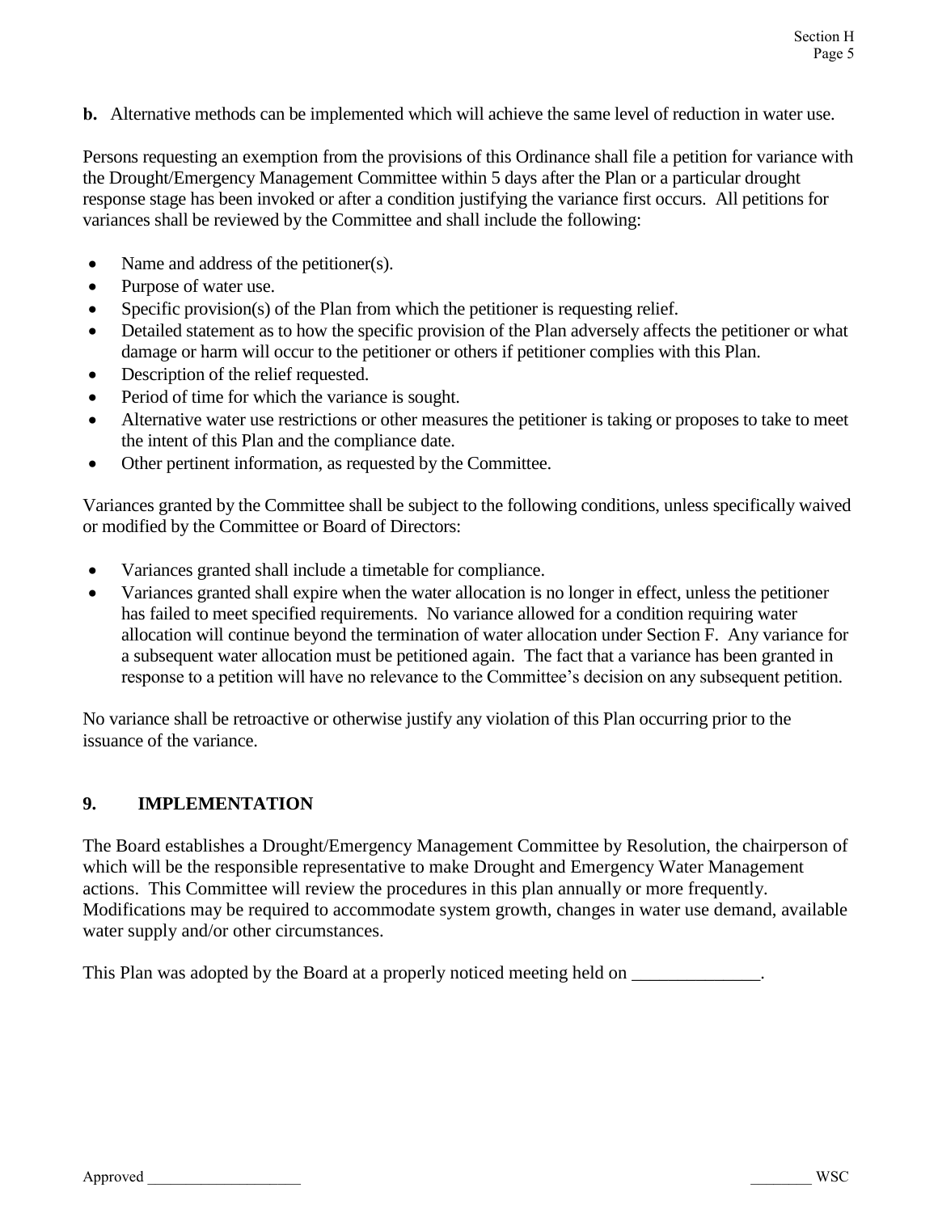**b.** Alternative methods can be implemented which will achieve the same level of reduction in water use.

Persons requesting an exemption from the provisions of this Ordinance shall file a petition for variance with the Drought/Emergency Management Committee within 5 days after the Plan or a particular drought response stage has been invoked or after a condition justifying the variance first occurs. All petitions for variances shall be reviewed by the Committee and shall include the following:

- Name and address of the petitioner(s).
- Purpose of water use.
- Specific provision(s) of the Plan from which the petitioner is requesting relief.
- Detailed statement as to how the specific provision of the Plan adversely affects the petitioner or what damage or harm will occur to the petitioner or others if petitioner complies with this Plan.
- Description of the relief requested.
- Period of time for which the variance is sought.
- Alternative water use restrictions or other measures the petitioner is taking or proposes to take to meet the intent of this Plan and the compliance date.
- Other pertinent information, as requested by the Committee.

Variances granted by the Committee shall be subject to the following conditions, unless specifically waived or modified by the Committee or Board of Directors:

- Variances granted shall include a timetable for compliance.
- Variances granted shall expire when the water allocation is no longer in effect, unless the petitioner has failed to meet specified requirements. No variance allowed for a condition requiring water allocation will continue beyond the termination of water allocation under Section F. Any variance for a subsequent water allocation must be petitioned again. The fact that a variance has been granted in response to a petition will have no relevance to the Committee's decision on any subsequent petition.

No variance shall be retroactive or otherwise justify any violation of this Plan occurring prior to the issuance of the variance.

## 9. IMPLEMENTATION

The Board establishes a Drought/Emergency Management Committee by Resolution, the chairperson of which will be the responsible representative to make Drought and Emergency Water Management actions. This Committee will review the procedures in this plan annually or more frequently. Modifications may be required to accommodate system growth, changes in water use demand, available water supply and/or other circumstances.

This Plan was adopted by the Board at a properly noticed meeting held on ______________.

Approved ____________________ ________ WSC